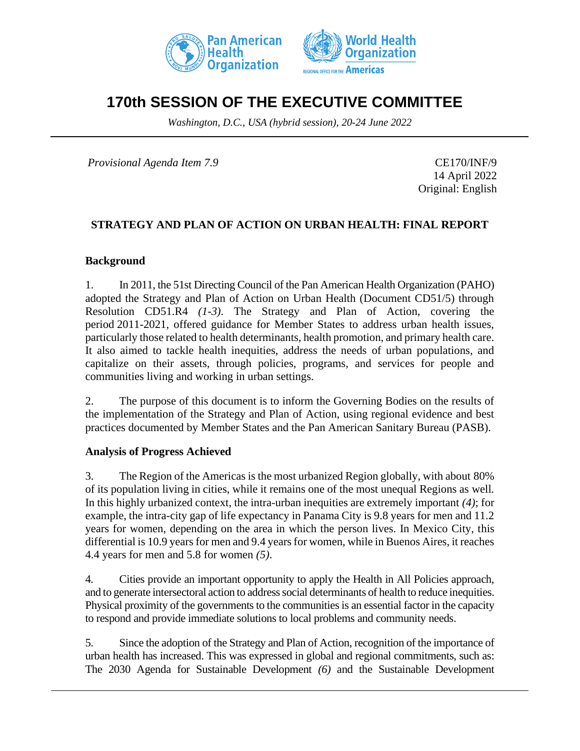# 170th SESSION OF THE EXECUTIVE COMMITTEE

*Washington, D.C., USA (hybrid session), 20-24 June 2022*

*Provisional Agenda Item 7.9*

CE170/INF/9
14 April 2022
Original: English

## STRATEGY AND PLAN OF ACTION ON URBAN HEALTH: FINAL REPORT

### Background

1. In 2011, the 51st Directing Council of the Pan American Health Organization (PAHO) adopted the Strategy and Plan of Action on Urban Health (Document CD51/5) through Resolution CD51.R4 *(1-3)*. The Strategy and Plan of Action, covering the period 2011-2021, offered guidance for Member States to address urban health issues, particularly those related to health determinants, health promotion, and primary health care. It also aimed to tackle health inequities, address the needs of urban populations, and capitalize on their assets, through policies, programs, and services for people and communities living and working in urban settings.

2. The purpose of this document is to inform the Governing Bodies on the results of the implementation of the Strategy and Plan of Action, using regional evidence and best practices documented by Member States and the Pan American Sanitary Bureau (PASB).

### Analysis of Progress Achieved

3. The Region of the Americas is the most urbanized Region globally, with about 80% of its population living in cities, while it remains one of the most unequal Regions as well. In this highly urbanized context, the intra-urban inequities are extremely important *(4)*; for example, the intra-city gap of life expectancy in Panama City is 9.8 years for men and 11.2 years for women, depending on the area in which the person lives. In Mexico City, this differential is 10.9 years for men and 9.4 years for women, while in Buenos Aires, it reaches 4.4 years for men and 5.8 for women *(5)*.

4. Cities provide an important opportunity to apply the Health in All Policies approach, and to generate intersectoral action to address social determinants of health to reduce inequities. Physical proximity of the governments to the communities is an essential factor in the capacity to respond and provide immediate solutions to local problems and community needs.

5. Since the adoption of the Strategy and Plan of Action, recognition of the importance of urban health has increased. This was expressed in global and regional commitments, such as: The 2030 Agenda for Sustainable Development *(6)* and the Sustainable Development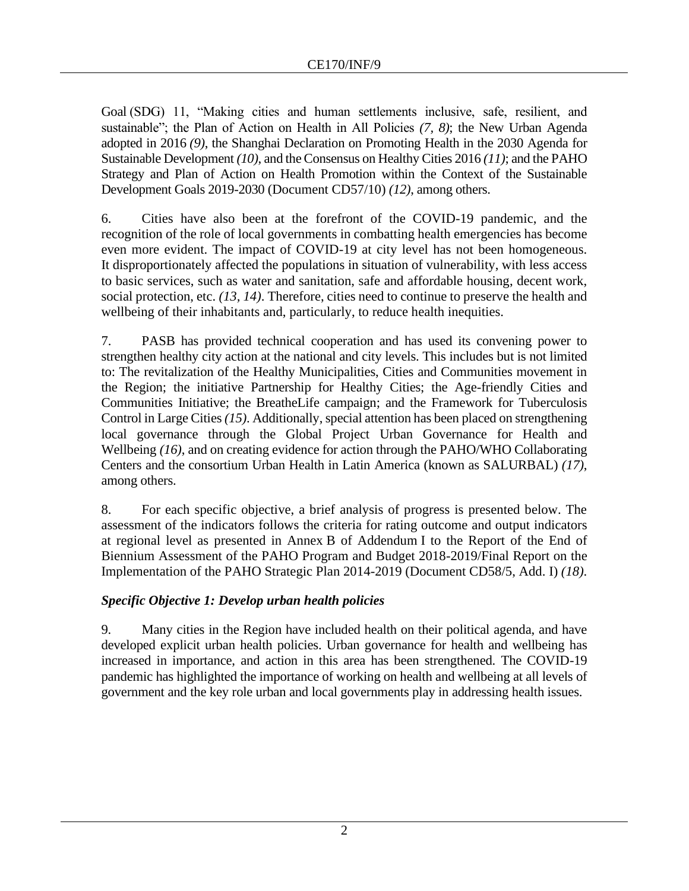Goal (SDG) 11, "Making cities and human settlements inclusive, safe, resilient, and sustainable"; the Plan of Action on Health in All Policies *(7, 8)*; the New Urban Agenda adopted in 2016 *(9)*, the Shanghai Declaration on Promoting Health in the 2030 Agenda for Sustainable Development *(10)*, and the Consensus on Healthy Cities 2016 *(11)*; and the PAHO Strategy and Plan of Action on Health Promotion within the Context of the Sustainable Development Goals 2019-2030 (Document CD57/10) *(12)*, among others.

6. Cities have also been at the forefront of the COVID-19 pandemic, and the recognition of the role of local governments in combatting health emergencies has become even more evident. The impact of COVID-19 at city level has not been homogeneous. It disproportionately affected the populations in situation of vulnerability, with less access to basic services, such as water and sanitation, safe and affordable housing, decent work, social protection, etc. *(13, 14)*. Therefore, cities need to continue to preserve the health and wellbeing of their inhabitants and, particularly, to reduce health inequities.

7. PASB has provided technical cooperation and has used its convening power to strengthen healthy city action at the national and city levels. This includes but is not limited to: The revitalization of the Healthy Municipalities, Cities and Communities movement in the Region; the initiative Partnership for Healthy Cities; the Age-friendly Cities and Communities Initiative; the BreatheLife campaign; and the Framework for Tuberculosis Control in Large Cities *(15)*. Additionally, special attention has been placed on strengthening local governance through the Global Project Urban Governance for Health and Wellbeing *(16)*, and on creating evidence for action through the PAHO/WHO Collaborating Centers and the consortium Urban Health in Latin America (known as SALURBAL) *(17)*, among others.

8. For each specific objective, a brief analysis of progress is presented below. The assessment of the indicators follows the criteria for rating outcome and output indicators at regional level as presented in Annex B of Addendum I to the Report of the End of Biennium Assessment of the PAHO Program and Budget 2018-2019/Final Report on the Implementation of the PAHO Strategic Plan 2014-2019 (Document CD58/5, Add. I) *(18)*.

### *Specific Objective 1: Develop urban health policies*

9. Many cities in the Region have included health on their political agenda, and have developed explicit urban health policies. Urban governance for health and wellbeing has increased in importance, and action in this area has been strengthened. The COVID-19 pandemic has highlighted the importance of working on health and wellbeing at all levels of government and the key role urban and local governments play in addressing health issues.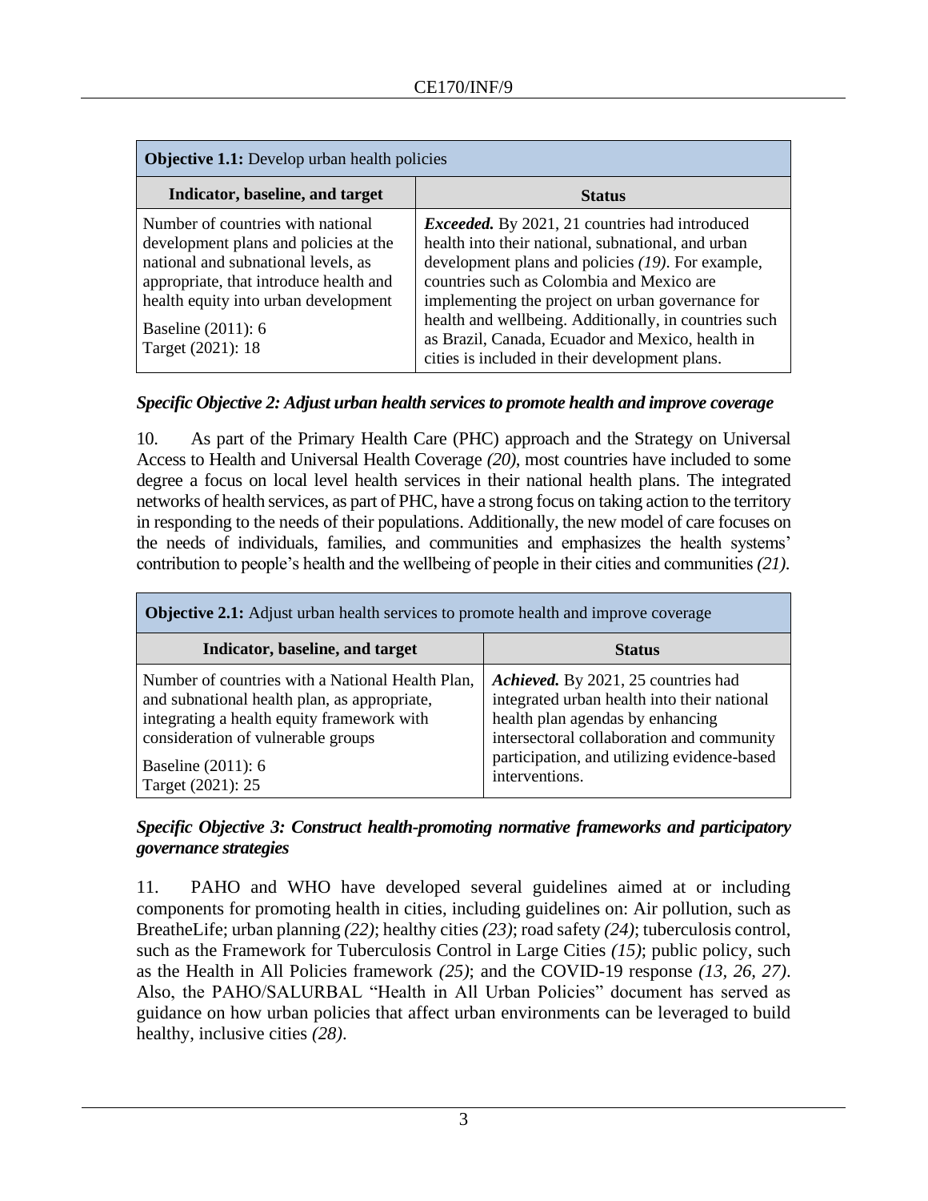| **Objective 1.1:** Develop urban health policies | |
|---|---|
| **Indicator, baseline, and target** | **Status** |
| Number of countries with national development plans and policies at the national and subnational levels, as appropriate, that introduce health and health equity into urban development<br><br>Baseline (2011): 6<br>Target (2021): 18 | ***Exceeded.*** By 2021, 21 countries had introduced health into their national, subnational, and urban development plans and policies *(19)*. For example, countries such as Colombia and Mexico are implementing the project on urban governance for health and wellbeing. Additionally, in countries such as Brazil, Canada, Ecuador and Mexico, health in cities is included in their development plans. |

***Specific Objective 2: Adjust urban health services to promote health and improve coverage***

10. As part of the Primary Health Care (PHC) approach and the Strategy on Universal Access to Health and Universal Health Coverage *(20)*, most countries have included to some degree a focus on local level health services in their national health plans. The integrated networks of health services, as part of PHC, have a strong focus on taking action to the territory in responding to the needs of their populations. Additionally, the new model of care focuses on the needs of individuals, families, and communities and emphasizes the health systems' contribution to people's health and the wellbeing of people in their cities and communities *(21)*.

| **Objective 2.1:** Adjust urban health services to promote health and improve coverage | |
|---|---|
| **Indicator, baseline, and target** | **Status** |
| Number of countries with a National Health Plan, and subnational health plan, as appropriate, integrating a health equity framework with consideration of vulnerable groups<br><br>Baseline (2011): 6<br>Target (2021): 25 | ***Achieved.*** By 2021, 25 countries had integrated urban health into their national health plan agendas by enhancing intersectoral collaboration and community participation, and utilizing evidence-based interventions. |

***Specific Objective 3: Construct health-promoting normative frameworks and participatory governance strategies***

11. PAHO and WHO have developed several guidelines aimed at or including components for promoting health in cities, including guidelines on: Air pollution, such as BreatheLife; urban planning *(22)*; healthy cities *(23)*; road safety *(24)*; tuberculosis control, such as the Framework for Tuberculosis Control in Large Cities *(15)*; public policy, such as the Health in All Policies framework *(25)*; and the COVID-19 response *(13, 26, 27)*. Also, the PAHO/SALURBAL "Health in All Urban Policies" document has served as guidance on how urban policies that affect urban environments can be leveraged to build healthy, inclusive cities *(28)*.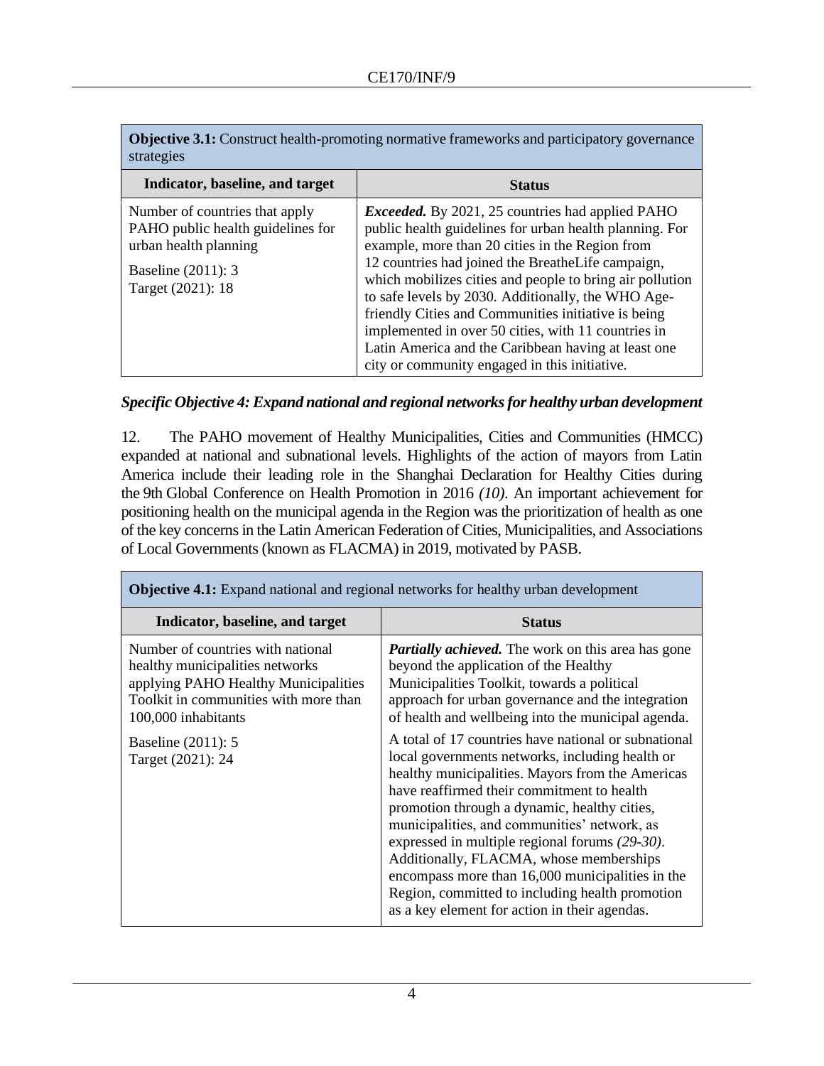| **Objective 3.1:** Construct health-promoting normative frameworks and participatory governance strategies | |
|---|---|
| **Indicator, baseline, and target** | **Status** |
| Number of countries that apply PAHO public health guidelines for urban health planning<br><br>Baseline (2011): 3<br>Target (2021): 18 | ***Exceeded.*** By 2021, 25 countries had applied PAHO public health guidelines for urban health planning. For example, more than 20 cities in the Region from 12 countries had joined the BreatheLife campaign, which mobilizes cities and people to bring air pollution to safe levels by 2030. Additionally, the WHO Age-friendly Cities and Communities initiative is being implemented in over 50 cities, with 11 countries in Latin America and the Caribbean having at least one city or community engaged in this initiative. |

### *Specific Objective 4: Expand national and regional networks for healthy urban development*

12. The PAHO movement of Healthy Municipalities, Cities and Communities (HMCC) expanded at national and subnational levels. Highlights of the action of mayors from Latin America include their leading role in the Shanghai Declaration for Healthy Cities during the 9th Global Conference on Health Promotion in 2016 *(10)*. An important achievement for positioning health on the municipal agenda in the Region was the prioritization of health as one of the key concerns in the Latin American Federation of Cities, Municipalities, and Associations of Local Governments (known as FLACMA) in 2019, motivated by PASB.

| **Objective 4.1:** Expand national and regional networks for healthy urban development | |
|---|---|
| **Indicator, baseline, and target** | **Status** |
| Number of countries with national healthy municipalities networks applying PAHO Healthy Municipalities Toolkit in communities with more than 100,000 inhabitants<br><br>Baseline (2011): 5<br>Target (2021): 24 | ***Partially achieved.*** The work on this area has gone beyond the application of the Healthy Municipalities Toolkit, towards a political approach for urban governance and the integration of health and wellbeing into the municipal agenda.<br><br>A total of 17 countries have national or subnational local governments networks, including health or healthy municipalities. Mayors from the Americas have reaffirmed their commitment to health promotion through a dynamic, healthy cities, municipalities, and communities' network, as expressed in multiple regional forums *(29-30)*. Additionally, FLACMA, whose memberships encompass more than 16,000 municipalities in the Region, committed to including health promotion as a key element for action in their agendas. |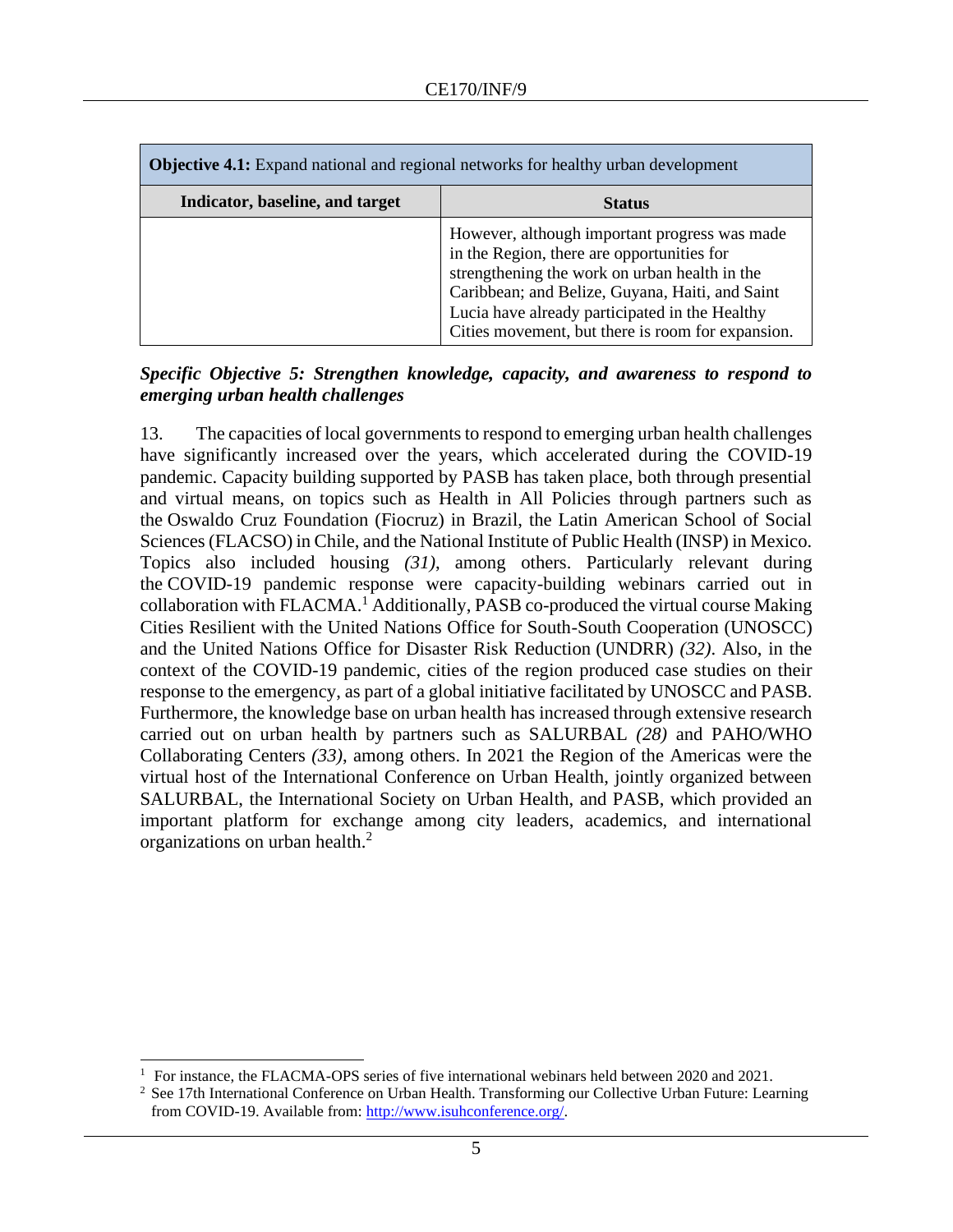| **Objective 4.1:** Expand national and regional networks for healthy urban development | |
|---|---|
| **Indicator, baseline, and target** | **Status** |
| | However, although important progress was made in the Region, there are opportunities for strengthening the work on urban health in the Caribbean; and Belize, Guyana, Haiti, and Saint Lucia have already participated in the Healthy Cities movement, but there is room for expansion. |

***Specific Objective 5: Strengthen knowledge, capacity, and awareness to respond to emerging urban health challenges***

13. The capacities of local governments to respond to emerging urban health challenges have significantly increased over the years, which accelerated during the COVID-19 pandemic. Capacity building supported by PASB has taken place, both through presential and virtual means, on topics such as Health in All Policies through partners such as the Oswaldo Cruz Foundation (Fiocruz) in Brazil, the Latin American School of Social Sciences (FLACSO) in Chile, and the National Institute of Public Health (INSP) in Mexico. Topics also included housing *(31)*, among others. Particularly relevant during the COVID-19 pandemic response were capacity-building webinars carried out in collaboration with FLACMA.[1] Additionally, PASB co-produced the virtual course Making Cities Resilient with the United Nations Office for South-South Cooperation (UNOSCC) and the United Nations Office for Disaster Risk Reduction (UNDRR) *(32)*. Also, in the context of the COVID-19 pandemic, cities of the region produced case studies on their response to the emergency, as part of a global initiative facilitated by UNOSCC and PASB. Furthermore, the knowledge base on urban health has increased through extensive research carried out on urban health by partners such as SALURBAL *(28)* and PAHO/WHO Collaborating Centers *(33)*, among others. In 2021 the Region of the Americas were the virtual host of the International Conference on Urban Health, jointly organized between SALURBAL, the International Society on Urban Health, and PASB, which provided an important platform for exchange among city leaders, academics, and international organizations on urban health.[2]

---

[1] For instance, the FLACMA-OPS series of five international webinars held between 2020 and 2021.

[2] See 17th International Conference on Urban Health. Transforming our Collective Urban Future: Learning from COVID-19. Available from: http://www.isuhconference.org/.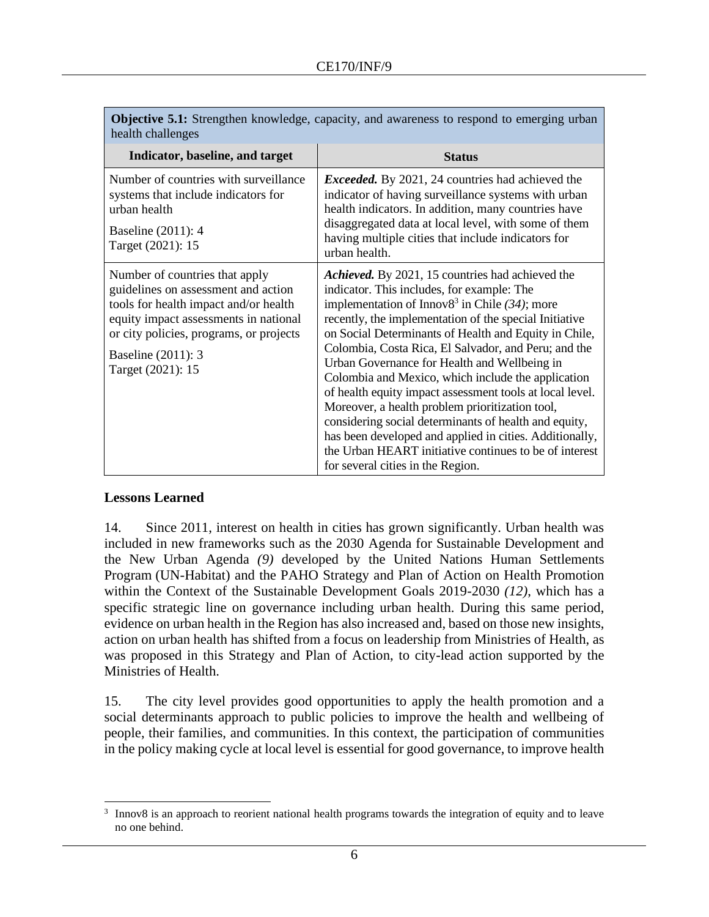| **Objective 5.1:** Strengthen knowledge, capacity, and awareness to respond to emerging urban health challenges | |
|---|---|
| **Indicator, baseline, and target** | **Status** |
| Number of countries with surveillance systems that include indicators for urban health<br><br>Baseline (2011): 4<br>Target (2021): 15 | ***Exceeded.*** By 2021, 24 countries had achieved the indicator of having surveillance systems with urban health indicators. In addition, many countries have disaggregated data at local level, with some of them having multiple cities that include indicators for urban health. |
| Number of countries that apply guidelines on assessment and action tools for health impact and/or health equity impact assessments in national or city policies, programs, or projects<br><br>Baseline (2011): 3<br>Target (2021): 15 | ***Achieved.*** By 2021, 15 countries had achieved the indicator. This includes, for example: The implementation of Innov8[3] in Chile *(34)*; more recently, the implementation of the special Initiative on Social Determinants of Health and Equity in Chile, Colombia, Costa Rica, El Salvador, and Peru; and the Urban Governance for Health and Wellbeing in Colombia and Mexico, which include the application of health equity impact assessment tools at local level. Moreover, a health problem prioritization tool, considering social determinants of health and equity, has been developed and applied in cities. Additionally, the Urban HEART initiative continues to be of interest for several cities in the Region. |

## Lessons Learned

14. Since 2011, interest on health in cities has grown significantly. Urban health was included in new frameworks such as the 2030 Agenda for Sustainable Development and the New Urban Agenda *(9)* developed by the United Nations Human Settlements Program (UN-Habitat) and the PAHO Strategy and Plan of Action on Health Promotion within the Context of the Sustainable Development Goals 2019-2030 *(12)*, which has a specific strategic line on governance including urban health. During this same period, evidence on urban health in the Region has also increased and, based on those new insights, action on urban health has shifted from a focus on leadership from Ministries of Health, as was proposed in this Strategy and Plan of Action, to city-lead action supported by the Ministries of Health.

15. The city level provides good opportunities to apply the health promotion and a social determinants approach to public policies to improve the health and wellbeing of people, their families, and communities. In this context, the participation of communities in the policy making cycle at local level is essential for good governance, to improve health

[3] Innov8 is an approach to reorient national health programs towards the integration of equity and to leave no one behind.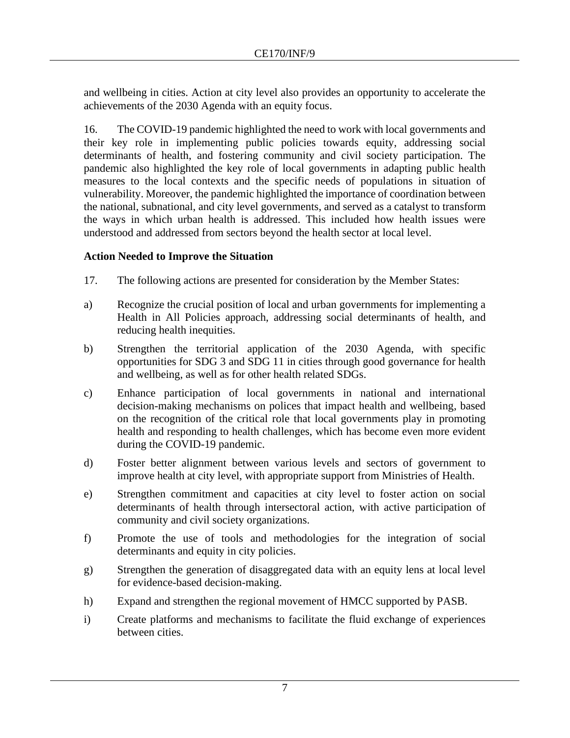and wellbeing in cities. Action at city level also provides an opportunity to accelerate the achievements of the 2030 Agenda with an equity focus.

16. The COVID-19 pandemic highlighted the need to work with local governments and their key role in implementing public policies towards equity, addressing social determinants of health, and fostering community and civil society participation. The pandemic also highlighted the key role of local governments in adapting public health measures to the local contexts and the specific needs of populations in situation of vulnerability. Moreover, the pandemic highlighted the importance of coordination between the national, subnational, and city level governments, and served as a catalyst to transform the ways in which urban health is addressed. This included how health issues were understood and addressed from sectors beyond the health sector at local level.

**Action Needed to Improve the Situation**

17. The following actions are presented for consideration by the Member States:

a) Recognize the crucial position of local and urban governments for implementing a Health in All Policies approach, addressing social determinants of health, and reducing health inequities.

b) Strengthen the territorial application of the 2030 Agenda, with specific opportunities for SDG 3 and SDG 11 in cities through good governance for health and wellbeing, as well as for other health related SDGs.

c) Enhance participation of local governments in national and international decision-making mechanisms on polices that impact health and wellbeing, based on the recognition of the critical role that local governments play in promoting health and responding to health challenges, which has become even more evident during the COVID-19 pandemic.

d) Foster better alignment between various levels and sectors of government to improve health at city level, with appropriate support from Ministries of Health.

e) Strengthen commitment and capacities at city level to foster action on social determinants of health through intersectoral action, with active participation of community and civil society organizations.

f) Promote the use of tools and methodologies for the integration of social determinants and equity in city policies.

g) Strengthen the generation of disaggregated data with an equity lens at local level for evidence-based decision-making.

h) Expand and strengthen the regional movement of HMCC supported by PASB.

i) Create platforms and mechanisms to facilitate the fluid exchange of experiences between cities.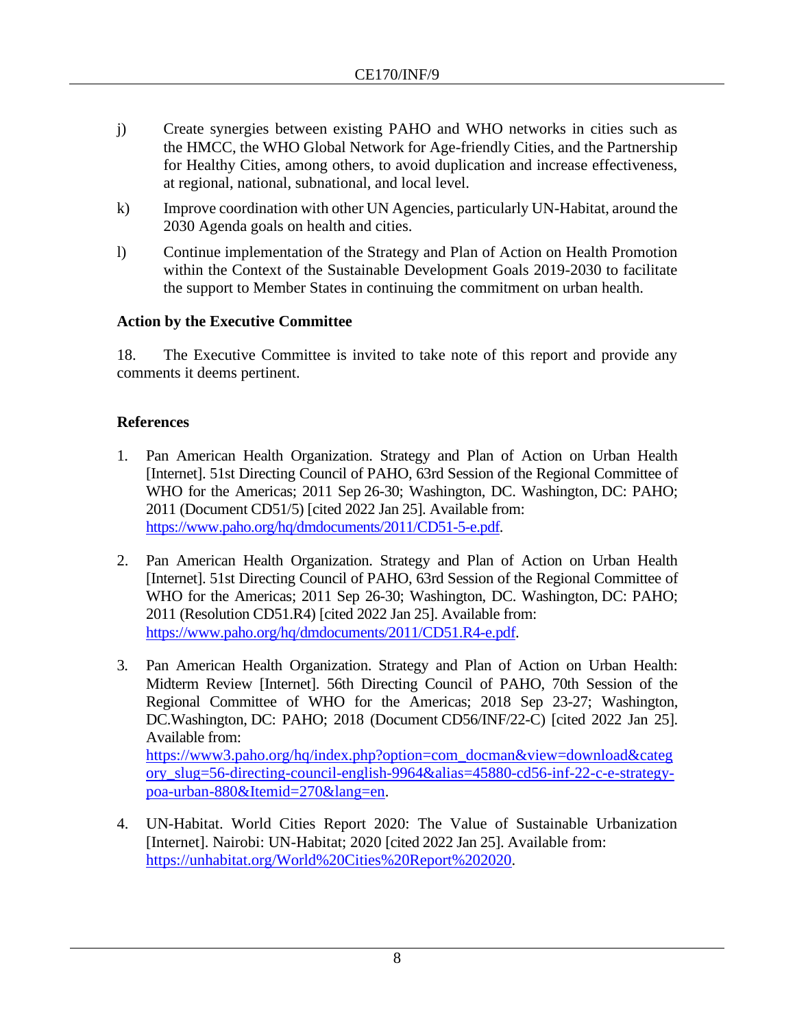j) Create synergies between existing PAHO and WHO networks in cities such as the HMCC, the WHO Global Network for Age-friendly Cities, and the Partnership for Healthy Cities, among others, to avoid duplication and increase effectiveness, at regional, national, subnational, and local level.

k) Improve coordination with other UN Agencies, particularly UN-Habitat, around the 2030 Agenda goals on health and cities.

l) Continue implementation of the Strategy and Plan of Action on Health Promotion within the Context of the Sustainable Development Goals 2019-2030 to facilitate the support to Member States in continuing the commitment on urban health.

**Action by the Executive Committee**

18. The Executive Committee is invited to take note of this report and provide any comments it deems pertinent.

**References**

1. Pan American Health Organization. Strategy and Plan of Action on Urban Health [Internet]. 51st Directing Council of PAHO, 63rd Session of the Regional Committee of WHO for the Americas; 2011 Sep 26-30; Washington, DC. Washington, DC: PAHO; 2011 (Document CD51/5) [cited 2022 Jan 25]. Available from: https://www.paho.org/hq/dmdocuments/2011/CD51-5-e.pdf.

2. Pan American Health Organization. Strategy and Plan of Action on Urban Health [Internet]. 51st Directing Council of PAHO, 63rd Session of the Regional Committee of WHO for the Americas; 2011 Sep 26-30; Washington, DC. Washington, DC: PAHO; 2011 (Resolution CD51.R4) [cited 2022 Jan 25]. Available from: https://www.paho.org/hq/dmdocuments/2011/CD51.R4-e.pdf.

3. Pan American Health Organization. Strategy and Plan of Action on Urban Health: Midterm Review [Internet]. 56th Directing Council of PAHO, 70th Session of the Regional Committee of WHO for the Americas; 2018 Sep 23-27; Washington, DC.Washington, DC: PAHO; 2018 (Document CD56/INF/22-C) [cited 2022 Jan 25]. Available from: https://www3.paho.org/hq/index.php?option=com_docman&view=download&category_slug=56-directing-council-english-9964&alias=45880-cd56-inf-22-c-e-strategy-poa-urban-880&Itemid=270&lang=en.

4. UN-Habitat. World Cities Report 2020: The Value of Sustainable Urbanization [Internet]. Nairobi: UN-Habitat; 2020 [cited 2022 Jan 25]. Available from: https://unhabitat.org/World%20Cities%20Report%202020.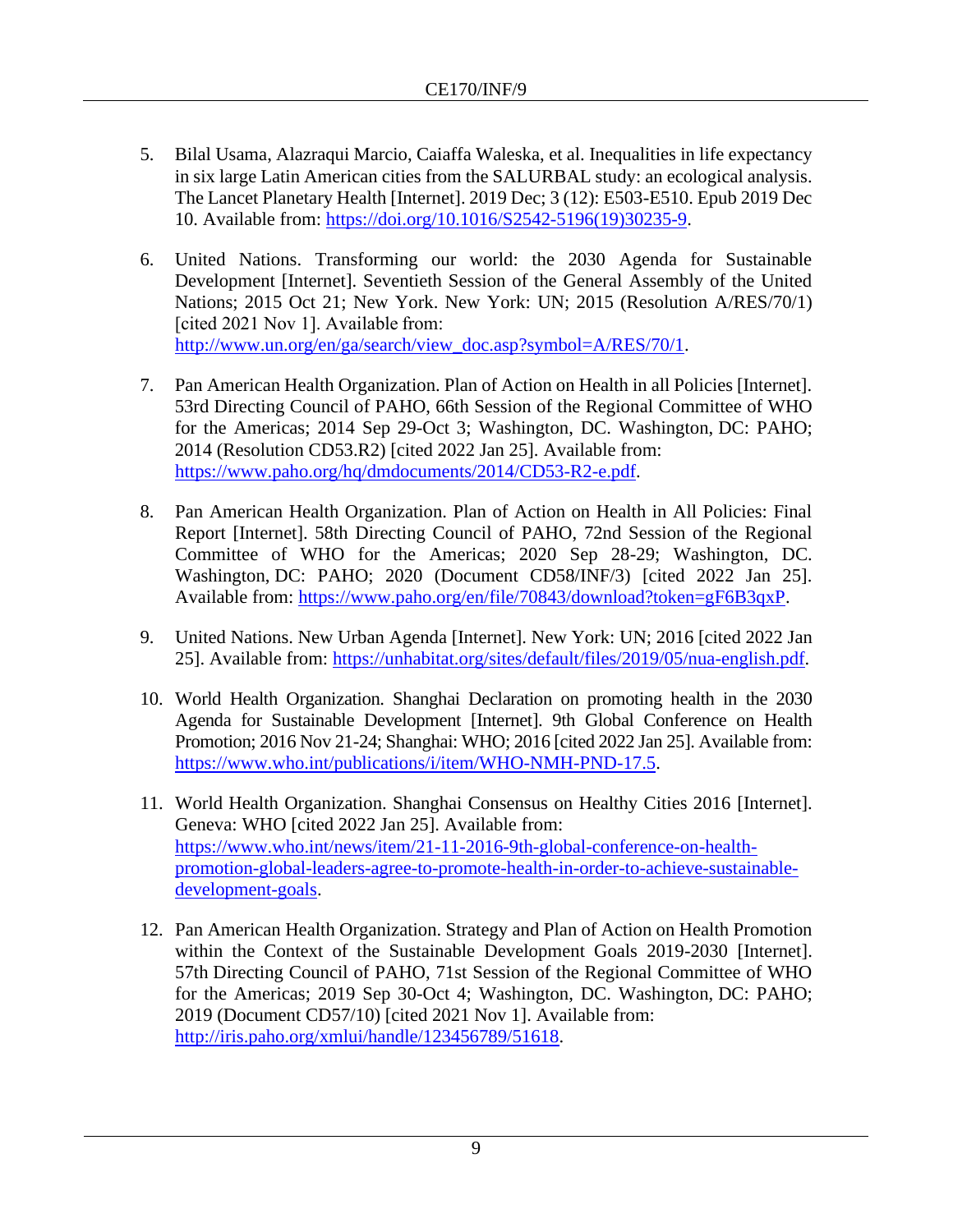5. Bilal Usama, Alazraqui Marcio, Caiaffa Waleska, et al. Inequalities in life expectancy in six large Latin American cities from the SALURBAL study: an ecological analysis. The Lancet Planetary Health [Internet]. 2019 Dec; 3 (12): E503-E510. Epub 2019 Dec 10. Available from: https://doi.org/10.1016/S2542-5196(19)30235-9.

6. United Nations. Transforming our world: the 2030 Agenda for Sustainable Development [Internet]. Seventieth Session of the General Assembly of the United Nations; 2015 Oct 21; New York. New York: UN; 2015 (Resolution A/RES/70/1) [cited 2021 Nov 1]. Available from: http://www.un.org/en/ga/search/view_doc.asp?symbol=A/RES/70/1.

7. Pan American Health Organization. Plan of Action on Health in all Policies [Internet]. 53rd Directing Council of PAHO, 66th Session of the Regional Committee of WHO for the Americas; 2014 Sep 29-Oct 3; Washington, DC. Washington, DC: PAHO; 2014 (Resolution CD53.R2) [cited 2022 Jan 25]. Available from: https://www.paho.org/hq/dmdocuments/2014/CD53-R2-e.pdf.

8. Pan American Health Organization. Plan of Action on Health in All Policies: Final Report [Internet]. 58th Directing Council of PAHO, 72nd Session of the Regional Committee of WHO for the Americas; 2020 Sep 28-29; Washington, DC. Washington, DC: PAHO; 2020 (Document CD58/INF/3) [cited 2022 Jan 25]. Available from: https://www.paho.org/en/file/70843/download?token=gF6B3qxP.

9. United Nations. New Urban Agenda [Internet]. New York: UN; 2016 [cited 2022 Jan 25]. Available from: https://unhabitat.org/sites/default/files/2019/05/nua-english.pdf.

10. World Health Organization. Shanghai Declaration on promoting health in the 2030 Agenda for Sustainable Development [Internet]. 9th Global Conference on Health Promotion; 2016 Nov 21-24; Shanghai: WHO; 2016 [cited 2022 Jan 25]. Available from: https://www.who.int/publications/i/item/WHO-NMH-PND-17.5.

11. World Health Organization. Shanghai Consensus on Healthy Cities 2016 [Internet]. Geneva: WHO [cited 2022 Jan 25]. Available from: https://www.who.int/news/item/21-11-2016-9th-global-conference-on-health-promotion-global-leaders-agree-to-promote-health-in-order-to-achieve-sustainable-development-goals.

12. Pan American Health Organization. Strategy and Plan of Action on Health Promotion within the Context of the Sustainable Development Goals 2019-2030 [Internet]. 57th Directing Council of PAHO, 71st Session of the Regional Committee of WHO for the Americas; 2019 Sep 30-Oct 4; Washington, DC. Washington, DC: PAHO; 2019 (Document CD57/10) [cited 2021 Nov 1]. Available from: http://iris.paho.org/xmlui/handle/123456789/51618.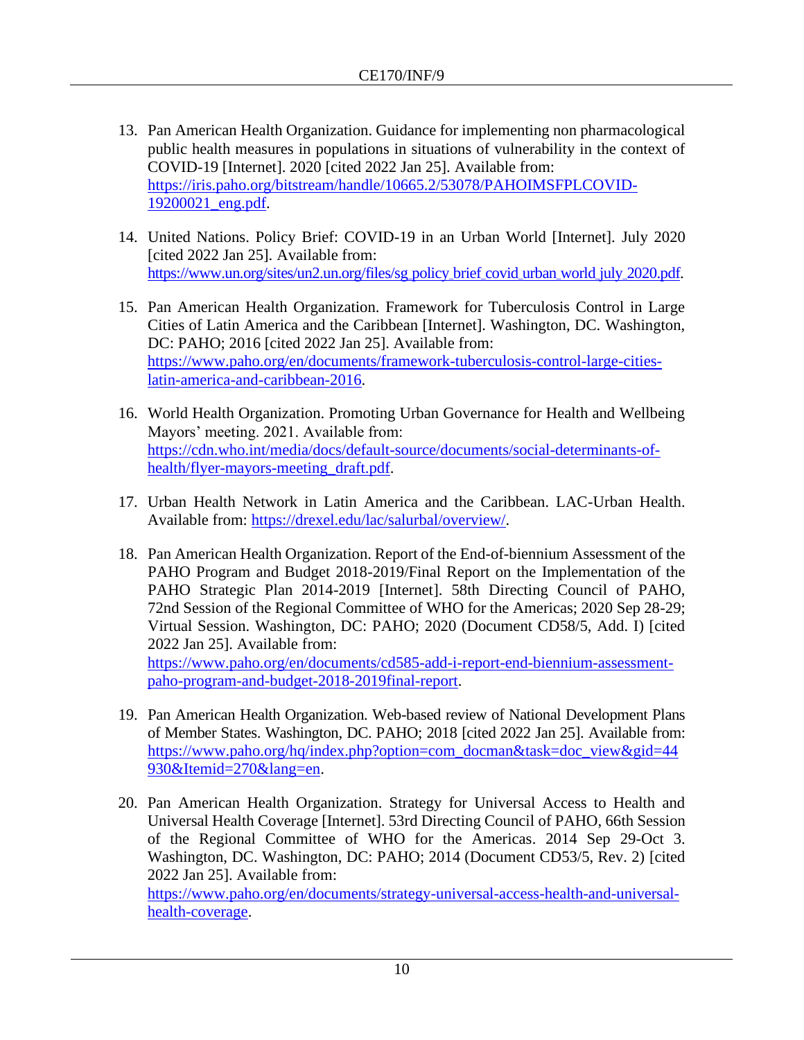13. Pan American Health Organization. Guidance for implementing non pharmacological public health measures in populations in situations of vulnerability in the context of COVID-19 [Internet]. 2020 [cited 2022 Jan 25]. Available from: https://iris.paho.org/bitstream/handle/10665.2/53078/PAHOIMSFPLCOVID-19200021_eng.pdf.

14. United Nations. Policy Brief: COVID-19 in an Urban World [Internet]. July 2020 [cited 2022 Jan 25]. Available from: https://www.un.org/sites/un2.un.org/files/sg_policy_brief_covid_urban_world_july_2020.pdf.

15. Pan American Health Organization. Framework for Tuberculosis Control in Large Cities of Latin America and the Caribbean [Internet]. Washington, DC. Washington, DC: PAHO; 2016 [cited 2022 Jan 25]. Available from: https://www.paho.org/en/documents/framework-tuberculosis-control-large-cities-latin-america-and-caribbean-2016.

16. World Health Organization. Promoting Urban Governance for Health and Wellbeing Mayors' meeting. 2021. Available from: https://cdn.who.int/media/docs/default-source/documents/social-determinants-of-health/flyer-mayors-meeting_draft.pdf.

17. Urban Health Network in Latin America and the Caribbean. LAC-Urban Health. Available from: https://drexel.edu/lac/salurbal/overview/.

18. Pan American Health Organization. Report of the End-of-biennium Assessment of the PAHO Program and Budget 2018-2019/Final Report on the Implementation of the PAHO Strategic Plan 2014-2019 [Internet]. 58th Directing Council of PAHO, 72nd Session of the Regional Committee of WHO for the Americas; 2020 Sep 28-29; Virtual Session. Washington, DC: PAHO; 2020 (Document CD58/5, Add. I) [cited 2022 Jan 25]. Available from: https://www.paho.org/en/documents/cd585-add-i-report-end-biennium-assessment-paho-program-and-budget-2018-2019final-report.

19. Pan American Health Organization. Web-based review of National Development Plans of Member States. Washington, DC. PAHO; 2018 [cited 2022 Jan 25]. Available from: https://www.paho.org/hq/index.php?option=com_docman&task=doc_view&gid=44930&Itemid=270&lang=en.

20. Pan American Health Organization. Strategy for Universal Access to Health and Universal Health Coverage [Internet]. 53rd Directing Council of PAHO, 66th Session of the Regional Committee of WHO for the Americas. 2014 Sep 29-Oct 3. Washington, DC. Washington, DC: PAHO; 2014 (Document CD53/5, Rev. 2) [cited 2022 Jan 25]. Available from: https://www.paho.org/en/documents/strategy-universal-access-health-and-universal-health-coverage.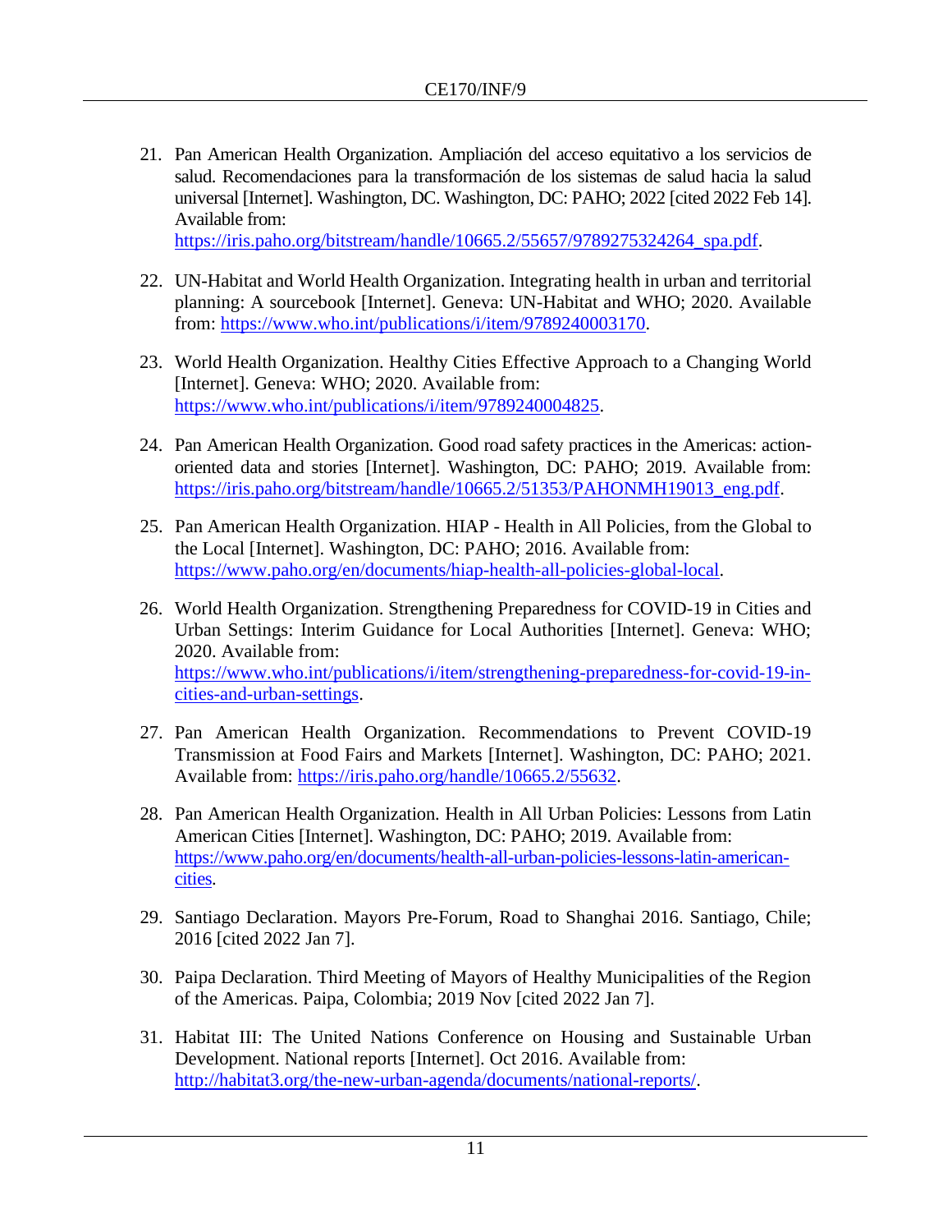21. Pan American Health Organization. Ampliación del acceso equitativo a los servicios de salud. Recomendaciones para la transformación de los sistemas de salud hacia la salud universal [Internet]. Washington, DC. Washington, DC: PAHO; 2022 [cited 2022 Feb 14]. Available from: https://iris.paho.org/bitstream/handle/10665.2/55657/9789275324264_spa.pdf.

22. UN-Habitat and World Health Organization. Integrating health in urban and territorial planning: A sourcebook [Internet]. Geneva: UN-Habitat and WHO; 2020. Available from: https://www.who.int/publications/i/item/9789240003170.

23. World Health Organization. Healthy Cities Effective Approach to a Changing World [Internet]. Geneva: WHO; 2020. Available from: https://www.who.int/publications/i/item/9789240004825.

24. Pan American Health Organization. Good road safety practices in the Americas: action-oriented data and stories [Internet]. Washington, DC: PAHO; 2019. Available from: https://iris.paho.org/bitstream/handle/10665.2/51353/PAHONMH19013_eng.pdf.

25. Pan American Health Organization. HIAP - Health in All Policies, from the Global to the Local [Internet]. Washington, DC: PAHO; 2016. Available from: https://www.paho.org/en/documents/hiap-health-all-policies-global-local.

26. World Health Organization. Strengthening Preparedness for COVID-19 in Cities and Urban Settings: Interim Guidance for Local Authorities [Internet]. Geneva: WHO; 2020. Available from: https://www.who.int/publications/i/item/strengthening-preparedness-for-covid-19-in-cities-and-urban-settings.

27. Pan American Health Organization. Recommendations to Prevent COVID-19 Transmission at Food Fairs and Markets [Internet]. Washington, DC: PAHO; 2021. Available from: https://iris.paho.org/handle/10665.2/55632.

28. Pan American Health Organization. Health in All Urban Policies: Lessons from Latin American Cities [Internet]. Washington, DC: PAHO; 2019. Available from: https://www.paho.org/en/documents/health-all-urban-policies-lessons-latin-american-cities.

29. Santiago Declaration. Mayors Pre-Forum, Road to Shanghai 2016. Santiago, Chile; 2016 [cited 2022 Jan 7].

30. Paipa Declaration. Third Meeting of Mayors of Healthy Municipalities of the Region of the Americas. Paipa, Colombia; 2019 Nov [cited 2022 Jan 7].

31. Habitat III: The United Nations Conference on Housing and Sustainable Urban Development. National reports [Internet]. Oct 2016. Available from: http://habitat3.org/the-new-urban-agenda/documents/national-reports/.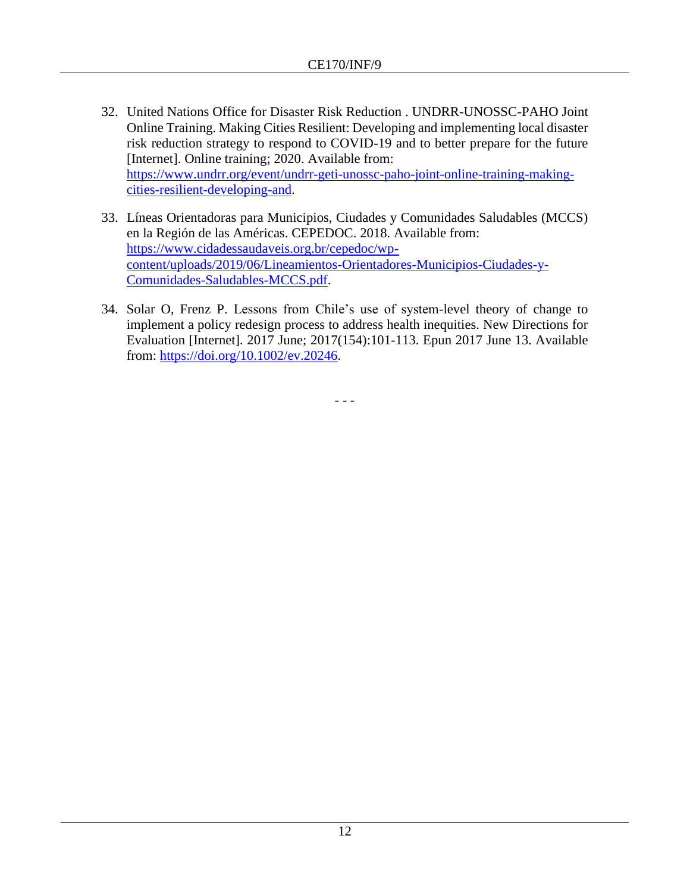32. United Nations Office for Disaster Risk Reduction . UNDRR-UNOSSC-PAHO Joint Online Training. Making Cities Resilient: Developing and implementing local disaster risk reduction strategy to respond to COVID-19 and to better prepare for the future [Internet]. Online training; 2020. Available from: https://www.undrr.org/event/undrr-geti-unossc-paho-joint-online-training-making-cities-resilient-developing-and.

33. Líneas Orientadoras para Municipios, Ciudades y Comunidades Saludables (MCCS) en la Región de las Américas. CEPEDOC. 2018. Available from: https://www.cidadessaudaveis.org.br/cepedoc/wp-content/uploads/2019/06/Lineamientos-Orientadores-Municipios-Ciudades-y-Comunidades-Saludables-MCCS.pdf.

34. Solar O, Frenz P. Lessons from Chile's use of system-level theory of change to implement a policy redesign process to address health inequities. New Directions for Evaluation [Internet]. 2017 June; 2017(154):101-113. Epun 2017 June 13. Available from: https://doi.org/10.1002/ev.20246.

- - -